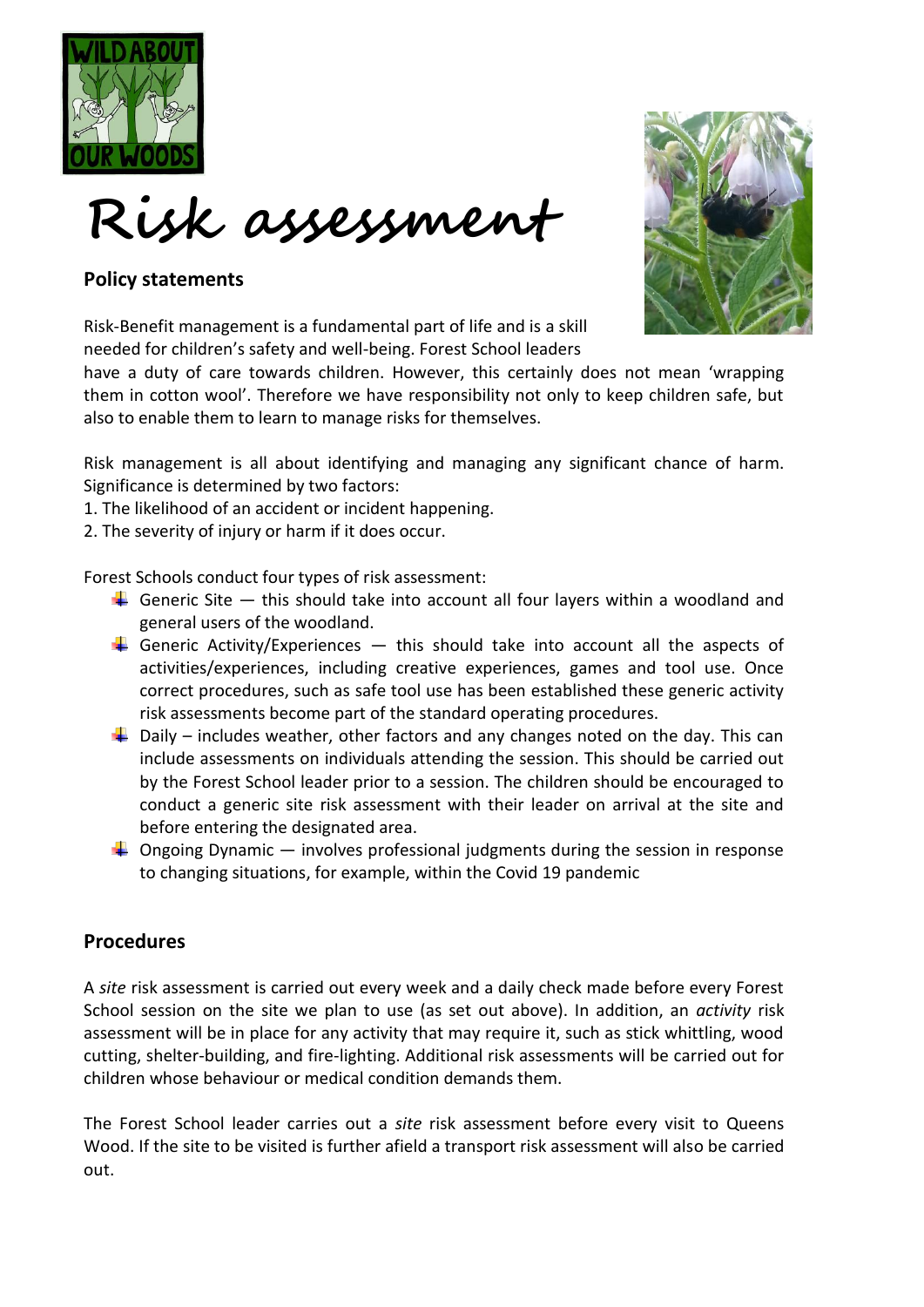# Risk assessment

## Policy statements

Risk-Benefit management is a fundamental part of life and is a skill needed for children's safety and well-being. Forest School leaders have a duty of care towards children. However, this certainly does not mean 'wrapping them in cotton wool'. Therefore we have responsibility not only to keep children safe, but also to enable them to learn to manage risks for themselves.

Risk management is all about identifying and managing any significant chance of harm. Significance is determined by two factors:

1. The likelihood of an accident or incident happening.
2. The severity of injury or harm if it does occur.

Forest Schools conduct four types of risk assessment:

- Generic Site — this should take into account all four layers within a woodland and general users of the woodland.
- Generic Activity/Experiences — this should take into account all the aspects of activities/experiences, including creative experiences, games and tool use. Once correct procedures, such as safe tool use has been established these generic activity risk assessments become part of the standard operating procedures.
- Daily – includes weather, other factors and any changes noted on the day. This can include assessments on individuals attending the session. This should be carried out by the Forest School leader prior to a session. The children should be encouraged to conduct a generic site risk assessment with their leader on arrival at the site and before entering the designated area.
- Ongoing Dynamic — involves professional judgments during the session in response to changing situations, for example, within the Covid 19 pandemic

## Procedures

A *site* risk assessment is carried out every week and a daily check made before every Forest School session on the site we plan to use (as set out above). In addition, an *activity* risk assessment will be in place for any activity that may require it, such as stick whittling, wood cutting, shelter-building, and fire-lighting. Additional risk assessments will be carried out for children whose behaviour or medical condition demands them.

The Forest School leader carries out a *site* risk assessment before every visit to Queens Wood. If the site to be visited is further afield a transport risk assessment will also be carried out.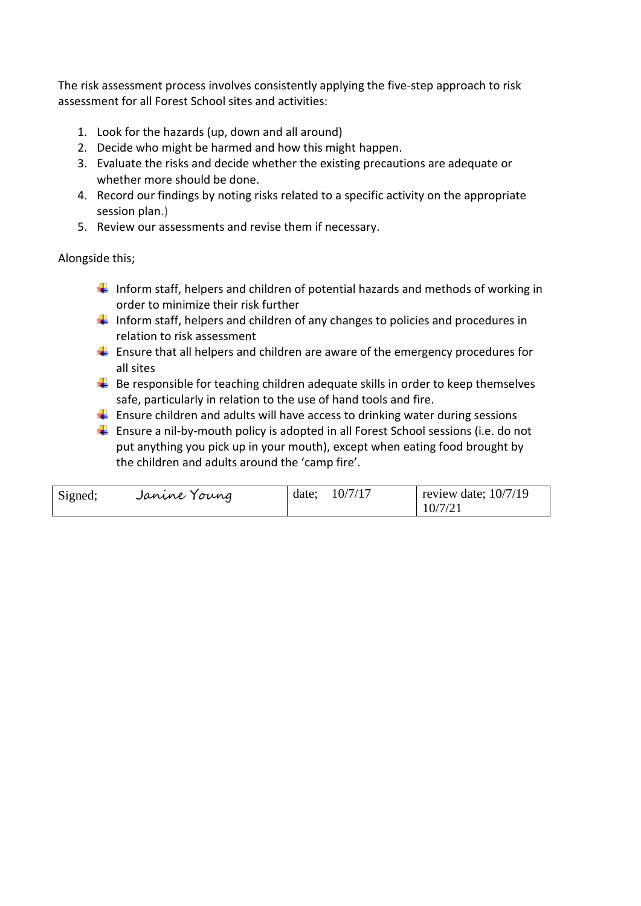The risk assessment process involves consistently applying the five-step approach to risk assessment for all Forest School sites and activities:

1. Look for the hazards (up, down and all around)
2. Decide who might be harmed and how this might happen.
3. Evaluate the risks and decide whether the existing precautions are adequate or whether more should be done.
4. Record our findings by noting risks related to a specific activity on the appropriate session plan.)
5. Review our assessments and revise them if necessary.

Alongside this;

- Inform staff, helpers and children of potential hazards and methods of working in order to minimize their risk further
- Inform staff, helpers and children of any changes to policies and procedures in relation to risk assessment
- Ensure that all helpers and children are aware of the emergency procedures for all sites
- Be responsible for teaching children adequate skills in order to keep themselves safe, particularly in relation to the use of hand tools and fire.
- Ensure children and adults will have access to drinking water during sessions
- Ensure a nil-by-mouth policy is adopted in all Forest School sessions (i.e. do not put anything you pick up in your mouth), except when eating food brought by the children and adults around the 'camp fire'.

| | | |
|---|---|---|
| Signed; Janine Young | date; 10/7/17 | review date; 10/7/19<br>10/7/21 |